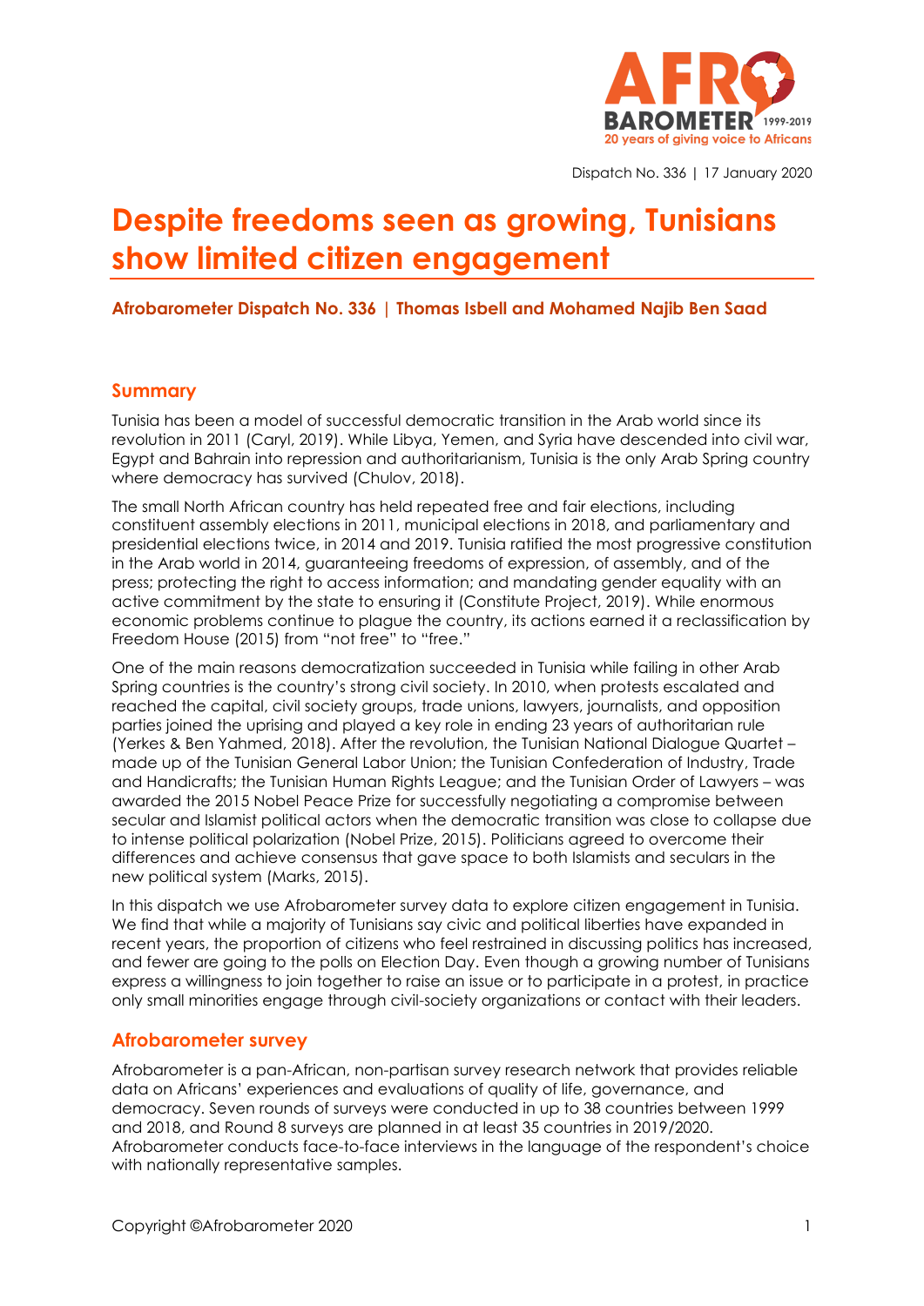Dispatch No. 336 | 17 January 2020

# Despite freedoms seen as growing, Tunisians show limited citizen engagement

**Afrobarometer Dispatch No. 336 | Thomas Isbell and Mohamed Najib Ben Saad**

## Summary

Tunisia has been a model of successful democratic transition in the Arab world since its revolution in 2011 (Caryl, 2019). While Libya, Yemen, and Syria have descended into civil war, Egypt and Bahrain into repression and authoritarianism, Tunisia is the only Arab Spring country where democracy has survived (Chulov, 2018).

The small North African country has held repeated free and fair elections, including constituent assembly elections in 2011, municipal elections in 2018, and parliamentary and presidential elections twice, in 2014 and 2019. Tunisia ratified the most progressive constitution in the Arab world in 2014, guaranteeing freedoms of expression, of assembly, and of the press; protecting the right to access information; and mandating gender equality with an active commitment by the state to ensuring it (Constitute Project, 2019). While enormous economic problems continue to plague the country, its actions earned it a reclassification by Freedom House (2015) from "not free" to "free."

One of the main reasons democratization succeeded in Tunisia while failing in other Arab Spring countries is the country's strong civil society. In 2010, when protests escalated and reached the capital, civil society groups, trade unions, lawyers, journalists, and opposition parties joined the uprising and played a key role in ending 23 years of authoritarian rule (Yerkes & Ben Yahmed, 2018). After the revolution, the Tunisian National Dialogue Quartet – made up of the Tunisian General Labor Union; the Tunisian Confederation of Industry, Trade and Handicrafts; the Tunisian Human Rights League; and the Tunisian Order of Lawyers – was awarded the 2015 Nobel Peace Prize for successfully negotiating a compromise between secular and Islamist political actors when the democratic transition was close to collapse due to intense political polarization (Nobel Prize, 2015). Politicians agreed to overcome their differences and achieve consensus that gave space to both Islamists and seculars in the new political system (Marks, 2015).

In this dispatch we use Afrobarometer survey data to explore citizen engagement in Tunisia. We find that while a majority of Tunisians say civic and political liberties have expanded in recent years, the proportion of citizens who feel restrained in discussing politics has increased, and fewer are going to the polls on Election Day. Even though a growing number of Tunisians express a willingness to join together to raise an issue or to participate in a protest, in practice only small minorities engage through civil-society organizations or contact with their leaders.

## Afrobarometer survey

Afrobarometer is a pan-African, non-partisan survey research network that provides reliable data on Africans' experiences and evaluations of quality of life, governance, and democracy. Seven rounds of surveys were conducted in up to 38 countries between 1999 and 2018, and Round 8 surveys are planned in at least 35 countries in 2019/2020. Afrobarometer conducts face-to-face interviews in the language of the respondent's choice with nationally representative samples.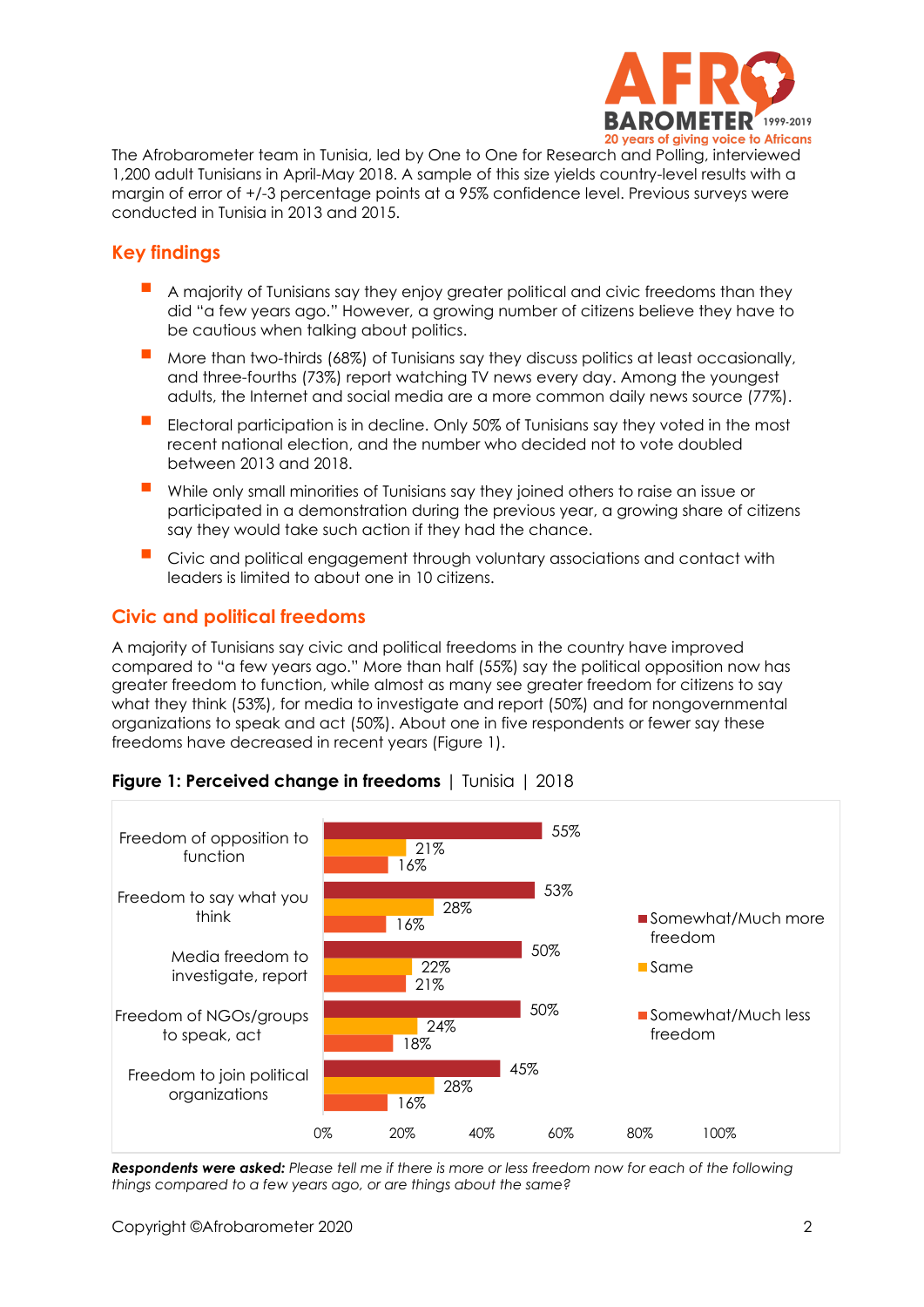The Afrobarometer team in Tunisia, led by One to One for Research and Polling, interviewed 1,200 adult Tunisians in April-May 2018. A sample of this size yields country-level results with a margin of error of +/-3 percentage points at a 95% confidence level. Previous surveys were conducted in Tunisia in 2013 and 2015.

## Key findings

- A majority of Tunisians say they enjoy greater political and civic freedoms than they did "a few years ago." However, a growing number of citizens believe they have to be cautious when talking about politics.
- More than two-thirds (68%) of Tunisians say they discuss politics at least occasionally, and three-fourths (73%) report watching TV news every day. Among the youngest adults, the Internet and social media are a more common daily news source (77%).
- Electoral participation is in decline. Only 50% of Tunisians say they voted in the most recent national election, and the number who decided not to vote doubled between 2013 and 2018.
- While only small minorities of Tunisians say they joined others to raise an issue or participated in a demonstration during the previous year, a growing share of citizens say they would take such action if they had the chance.
- Civic and political engagement through voluntary associations and contact with leaders is limited to about one in 10 citizens.

## Civic and political freedoms

A majority of Tunisians say civic and political freedoms in the country have improved compared to "a few years ago." More than half (55%) say the political opposition now has greater freedom to function, while almost as many see greater freedom for citizens to say what they think (53%), for media to investigate and report (50%) and for nongovernmental organizations to speak and act (50%). About one in five respondents or fewer say these freedoms have decreased in recent years (Figure 1).

**Figure 1: Perceived change in freedoms** | Tunisia | 2018

| | Somewhat/Much more freedom | Same | Somewhat/Much less freedom |
|---|---|---|---|
| Freedom of opposition to function | 55% | 21% | 16% |
| Freedom to say what you think | 53% | 28% | 16% |
| Media freedom to investigate, report | 50% | 22% | 21% |
| Freedom of NGOs/groups to speak, act | 50% | 24% | 18% |
| Freedom to join political organizations | 45% | 28% | 16% |

***Respondents were asked:*** *Please tell me if there is more or less freedom now for each of the following things compared to a few years ago, or are things about the same?*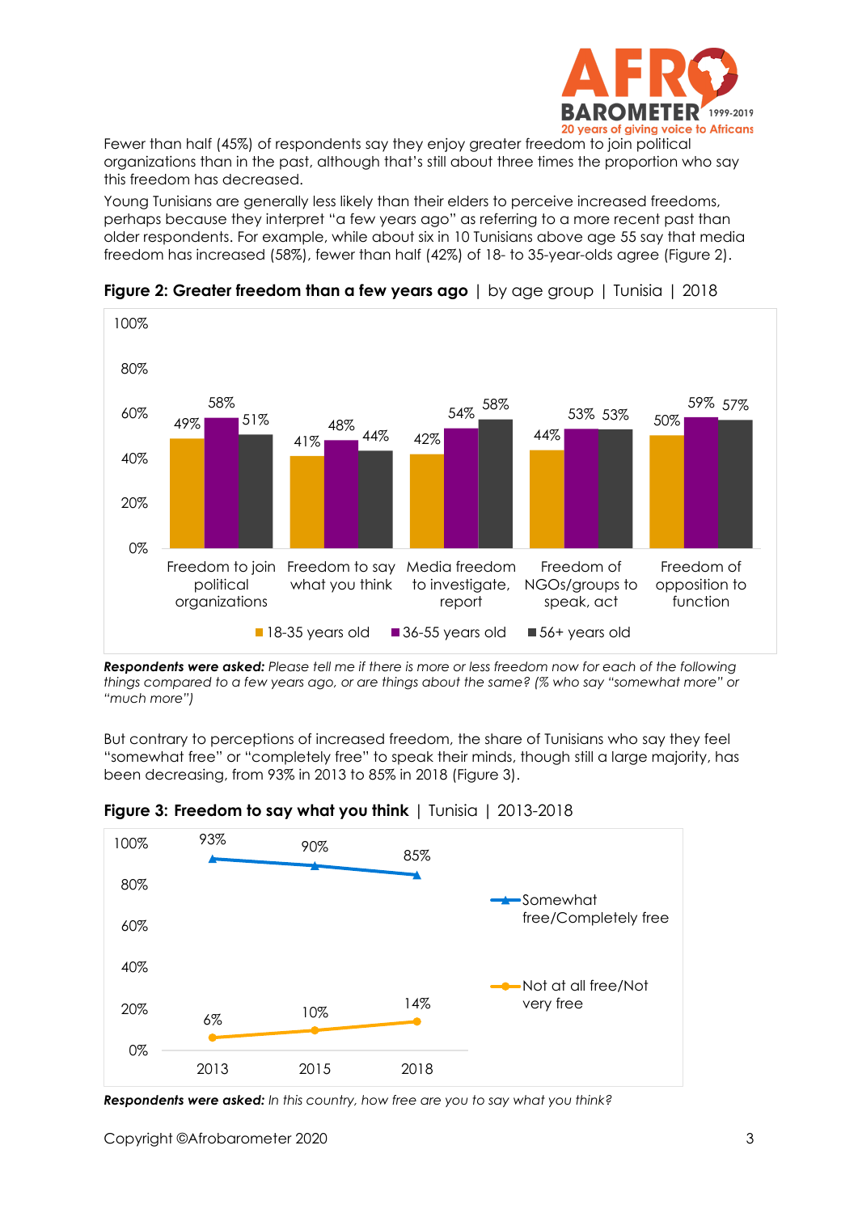Fewer than half (45%) of respondents say they enjoy greater freedom to join political organizations than in the past, although that's still about three times the proportion who say this freedom has decreased.

Young Tunisians are generally less likely than their elders to perceive increased freedoms, perhaps because they interpret "a few years ago" as referring to a more recent past than older respondents. For example, while about six in 10 Tunisians above age 55 say that media freedom has increased (58%), fewer than half (42%) of 18- to 35-year-olds agree (Figure 2).

**Figure 2: Greater freedom than a few years ago** | by age group | Tunisia | 2018

| | 18-35 years old | 36-55 years old | 56+ years old |
|---|---|---|---|
| Freedom to join political organizations | 49% | 58% | 51% |
| Freedom to say what you think | 41% | 48% | 44% |
| Media freedom to investigate, report | 42% | 54% | 58% |
| Freedom of NGOs/groups to speak, act | 44% | 53% | 53% |
| Freedom of opposition to function | 50% | 59% | 57% |

***Respondents were asked:*** *Please tell me if there is more or less freedom now for each of the following things compared to a few years ago, or are things about the same? (% who say "somewhat more" or "much more")*

But contrary to perceptions of increased freedom, the share of Tunisians who say they feel "somewhat free" or "completely free" to speak their minds, though still a large majority, has been decreasing, from 93% in 2013 to 85% in 2018 (Figure 3).

**Figure 3: Freedom to say what you think** | Tunisia | 2013-2018

| | 2013 | 2015 | 2018 |
|---|---|---|---|
| Somewhat free/Completely free | 93% | 90% | 85% |
| Not at all free/Not very free | 6% | 10% | 14% |

***Respondents were asked:*** *In this country, how free are you to say what you think?*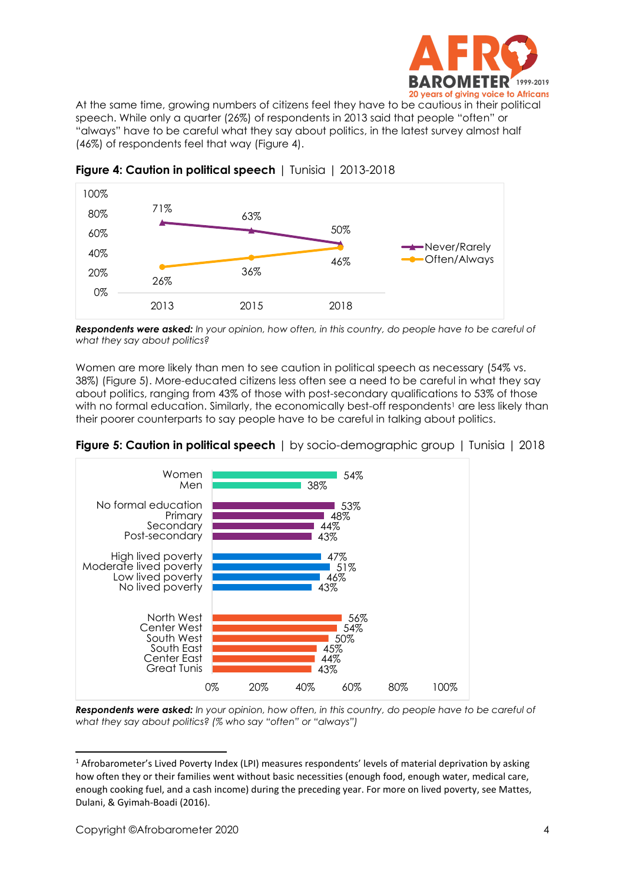At the same time, growing numbers of citizens feel they have to be cautious in their political speech. While only a quarter (26%) of respondents in 2013 said that people "often" or "always" have to be careful what they say about politics, in the latest survey almost half (46%) of respondents feel that way (Figure 4).

**Figure 4: Caution in political speech** | Tunisia | 2013-2018

| | 2013 | 2015 | 2018 |
|---|---|---|---|
| Never/Rarely | 71% | 63% | 50% |
| Often/Always | 26% | 36% | 46% |

***Respondents were asked:*** *In your opinion, how often, in this country, do people have to be careful of what they say about politics?*

Women are more likely than men to see caution in political speech as necessary (54% vs. 38%) (Figure 5). More-educated citizens less often see a need to be careful in what they say about politics, ranging from 43% of those with post-secondary qualifications to 53% of those with no formal education. Similarly, the economically best-off respondents[1] are less likely than their poorer counterparts to say people have to be careful in talking about politics.

**Figure 5: Caution in political speech** | by socio-demographic group | Tunisia | 2018

| Group | % |
|---|---|
| Women | 54% |
| Men | 38% |
| No formal education | 53% |
| Primary | 48% |
| Secondary | 44% |
| Post-secondary | 43% |
| High lived poverty | 47% |
| Moderate lived poverty | 51% |
| Low lived poverty | 46% |
| No lived poverty | 43% |
| North West | 56% |
| Center West | 54% |
| South West | 50% |
| South East | 45% |
| Center East | 44% |
| Great Tunis | 43% |

***Respondents were asked:*** *In your opinion, how often, in this country, do people have to be careful of what they say about politics? (% who say "often" or "always")*

[1] Afrobarometer's Lived Poverty Index (LPI) measures respondents' levels of material deprivation by asking how often they or their families went without basic necessities (enough food, enough water, medical care, enough cooking fuel, and a cash income) during the preceding year. For more on lived poverty, see Mattes, Dulani, & Gyimah-Boadi (2016).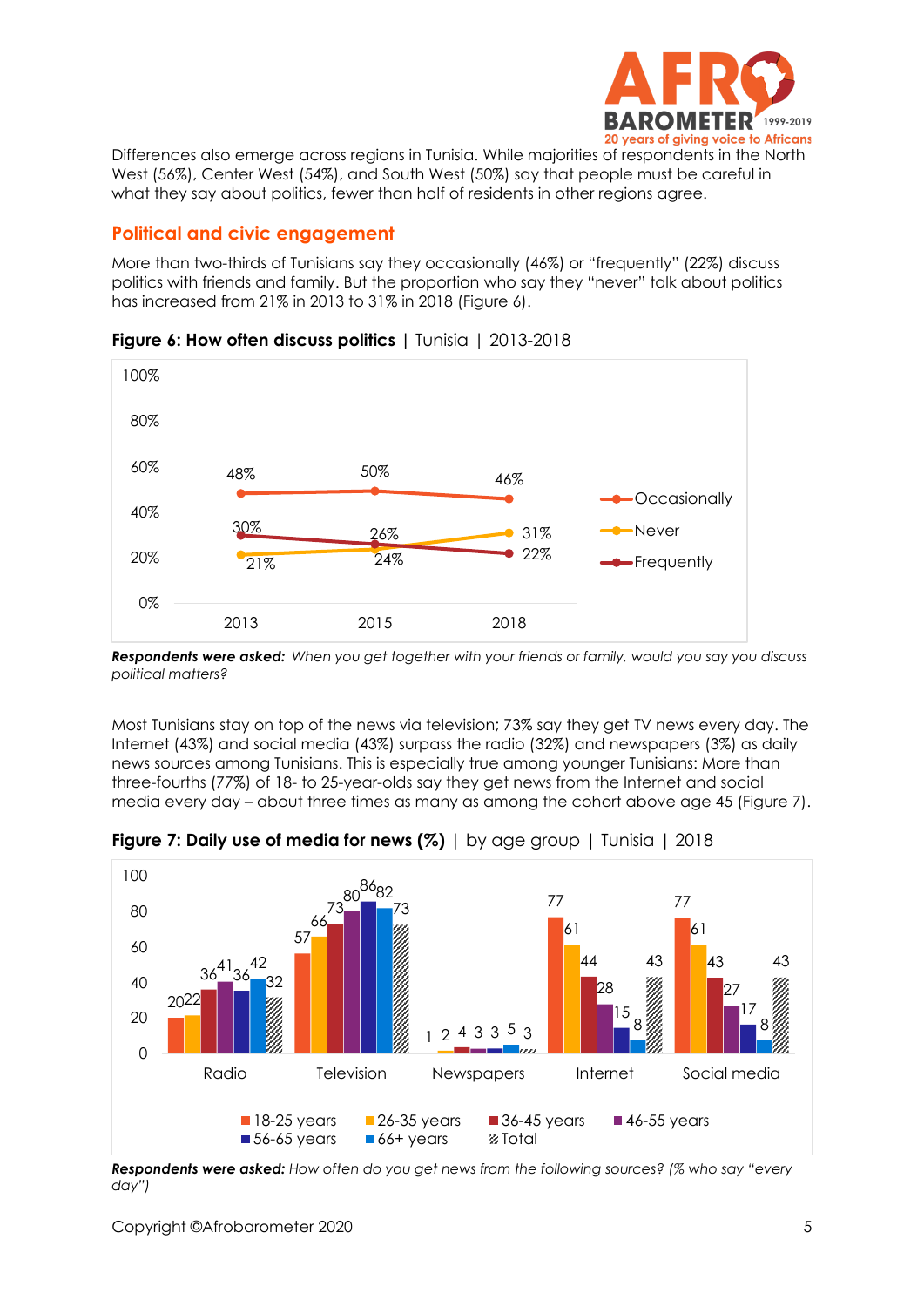Differences also emerge across regions in Tunisia. While majorities of respondents in the North West (56%), Center West (54%), and South West (50%) say that people must be careful in what they say about politics, fewer than half of residents in other regions agree.

## Political and civic engagement

More than two-thirds of Tunisians say they occasionally (46%) or "frequently" (22%) discuss politics with friends and family. But the proportion who say they "never" talk about politics has increased from 21% in 2013 to 31% in 2018 (Figure 6).

**Figure 6: How often discuss politics** | Tunisia | 2013-2018

| | 2013 | 2015 | 2018 |
|---|---|---|---|
| Occasionally | 48% | 50% | 46% |
| Never | 21% | 24% | 31% |
| Frequently | 30% | 26% | 22% |

***Respondents were asked:*** *When you get together with your friends or family, would you say you discuss political matters?*

Most Tunisians stay on top of the news via television; 73% say they get TV news every day. The Internet (43%) and social media (43%) surpass the radio (32%) and newspapers (3%) as daily news sources among Tunisians. This is especially true among younger Tunisians: More than three-fourths (77%) of 18- to 25-year-olds say they get news from the Internet and social media every day – about three times as many as among the cohort above age 45 (Figure 7).

**Figure 7: Daily use of media for news (%)** | by age group | Tunisia | 2018

| | 18-25 years | 26-35 years | 36-45 years | 46-55 years | 56-65 years | 66+ years | Total |
|---|---|---|---|---|---|---|---|
| Radio | 20 | 22 | 36 | 41 | 36 | 42 | 32 |
| Television | 57 | 66 | 73 | 80 | 86 | 82 | 73 |
| Newspapers | 1 | 2 | 4 | 3 | 3 | 5 | 3 |
| Internet | 77 | 61 | 44 | 28 | 15 | 8 | 43 |
| Social media | 77 | 61 | 43 | 27 | 17 | 8 | 43 |

***Respondents were asked:*** *How often do you get news from the following sources? (% who say "every day")*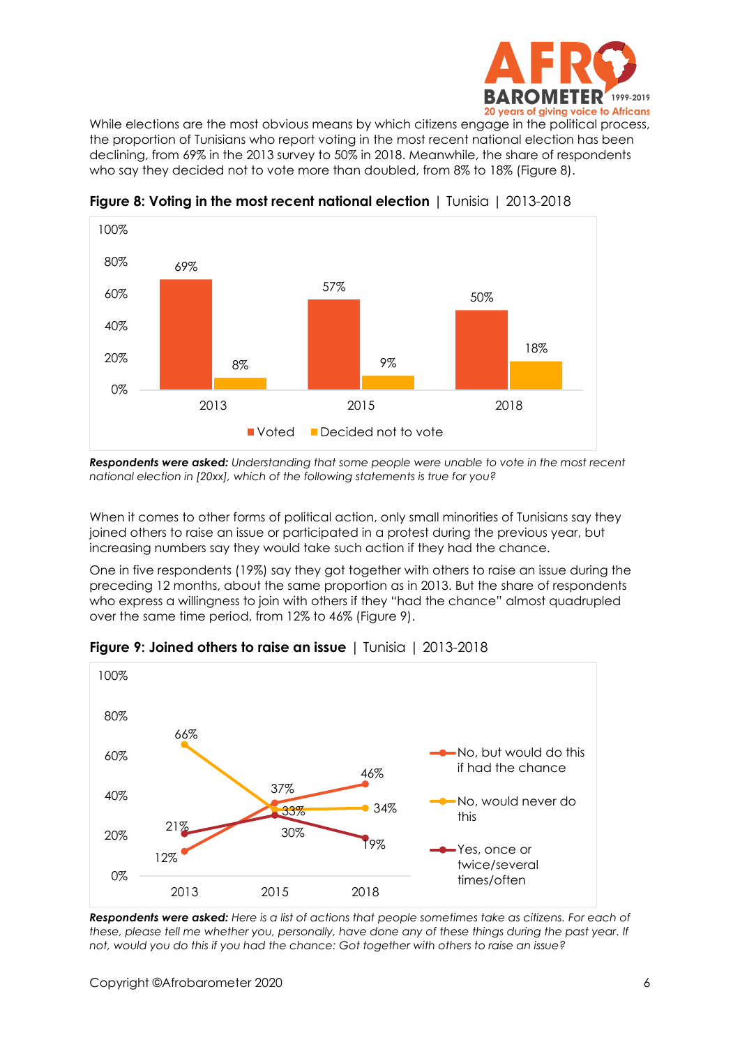While elections are the most obvious means by which citizens engage in the political process, the proportion of Tunisians who report voting in the most recent national election has been declining, from 69% in the 2013 survey to 50% in 2018. Meanwhile, the share of respondents who say they decided not to vote more than doubled, from 8% to 18% (Figure 8).

**Figure 8: Voting in the most recent national election** | Tunisia | 2013-2018

| | Voted | Decided not to vote |
|---|---|---|
| 2013 | 69% | 8% |
| 2015 | 57% | 9% |
| 2018 | 50% | 18% |

***Respondents were asked:*** *Understanding that some people were unable to vote in the most recent national election in [20xx], which of the following statements is true for you?*

When it comes to other forms of political action, only small minorities of Tunisians say they joined others to raise an issue or participated in a protest during the previous year, but increasing numbers say they would take such action if they had the chance.

One in five respondents (19%) say they got together with others to raise an issue during the preceding 12 months, about the same proportion as in 2013. But the share of respondents who express a willingness to join with others if they "had the chance" almost quadrupled over the same time period, from 12% to 46% (Figure 9).

**Figure 9: Joined others to raise an issue** | Tunisia | 2013-2018

| | 2013 | 2015 | 2018 |
|---|---|---|---|
| No, but would do this if had the chance | 12% | 37% | 46% |
| No, would never do this | 66% | 33% | 34% |
| Yes, once or twice/several times/often | 21% | 30% | 19% |

***Respondents were asked:*** *Here is a list of actions that people sometimes take as citizens. For each of these, please tell me whether you, personally, have done any of these things during the past year. If not, would you do this if you had the chance: Got together with others to raise an issue?*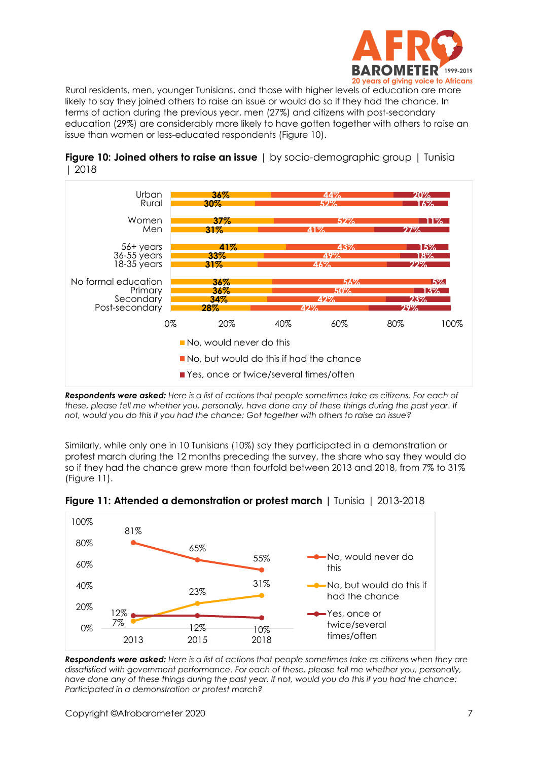Rural residents, men, younger Tunisians, and those with higher levels of education are more likely to say they joined others to raise an issue or would do so if they had the chance. In terms of action during the previous year, men (27%) and citizens with post-secondary education (29%) are considerably more likely to have gotten together with others to raise an issue than women or less-educated respondents (Figure 10).

**Figure 10: Joined others to raise an issue** | by socio-demographic group | Tunisia | 2018

| | No, would never do this | No, but would do this if had the chance | Yes, once or twice/several times/often |
|---|---|---|---|
| Urban | 36% | 44% | 20% |
| Rural | 30% | 52% | 16% |
| Women | 37% | 52% | 11% |
| Men | 31% | 41% | 27% |
| 56+ years | 41% | 43% | 15% |
| 36-55 years | 33% | 49% | 18% |
| 18-35 years | 31% | 46% | 22% |
| No formal education | 36% | 56% | 5% |
| Primary | 36% | 50% | 13% |
| Secondary | 34% | 42% | 23% |
| Post-secondary | 28% | 42% | 29% |

***Respondents were asked:*** *Here is a list of actions that people sometimes take as citizens. For each of these, please tell me whether you, personally, have done any of these things during the past year. If not, would you do this if you had the chance: Got together with others to raise an issue?*

Similarly, while only one in 10 Tunisians (10%) say they participated in a demonstration or protest march during the 12 months preceding the survey, the share who say they would do so if they had the chance grew more than fourfold between 2013 and 2018, from 7% to 31% (Figure 11).

**Figure 11: Attended a demonstration or protest march** | Tunisia | 2013-2018

| | 2013 | 2015 | 2018 |
|---|---|---|---|
| No, would never do this | 81% | 65% | 55% |
| No, but would do this if had the chance | 7% | 23% | 31% |
| Yes, once or twice/several times/often | 12% | 12% | 10% |

***Respondents were asked:*** *Here is a list of actions that people sometimes take as citizens when they are dissatisfied with government performance. For each of these, please tell me whether you, personally, have done any of these things during the past year. If not, would you do this if you had the chance: Participated in a demonstration or protest march?*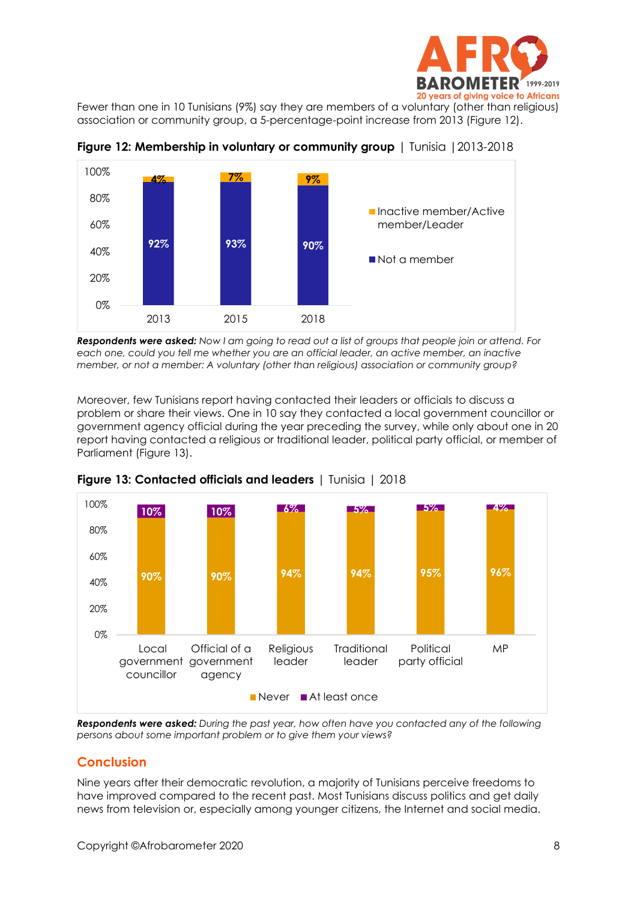Fewer than one in 10 Tunisians (9%) say they are members of a voluntary (other than religious) association or community group, a 5-percentage-point increase from 2013 (Figure 12).

**Figure 12: Membership in voluntary or community group** | Tunisia | 2013-2018

| | 2013 | 2015 | 2018 |
|---|---|---|---|
| Inactive member/Active member/Leader | 4% | 7% | 9% |
| Not a member | 92% | 93% | 90% |

***Respondents were asked:*** *Now I am going to read out a list of groups that people join or attend. For each one, could you tell me whether you are an official leader, an active member, an inactive member, or not a member: A voluntary (other than religious) association or community group?*

Moreover, few Tunisians report having contacted their leaders or officials to discuss a problem or share their views. One in 10 say they contacted a local government councillor or government agency official during the year preceding the survey, while only about one in 20 report having contacted a religious or traditional leader, political party official, or member of Parliament (Figure 13).

**Figure 13: Contacted officials and leaders** | Tunisia | 2018

| | Local government councillor | Official of a government agency | Religious leader | Traditional leader | Political party official | MP |
|---|---|---|---|---|---|---|
| Never | 90% | 90% | 94% | 94% | 95% | 96% |
| At least once | 10% | 10% | 6% | 5% | 5% | 4% |

***Respondents were asked:*** *During the past year, how often have you contacted any of the following persons about some important problem or to give them your views?*

## Conclusion

Nine years after their democratic revolution, a majority of Tunisians perceive freedoms to have improved compared to the recent past. Most Tunisians discuss politics and get daily news from television or, especially among younger citizens, the Internet and social media.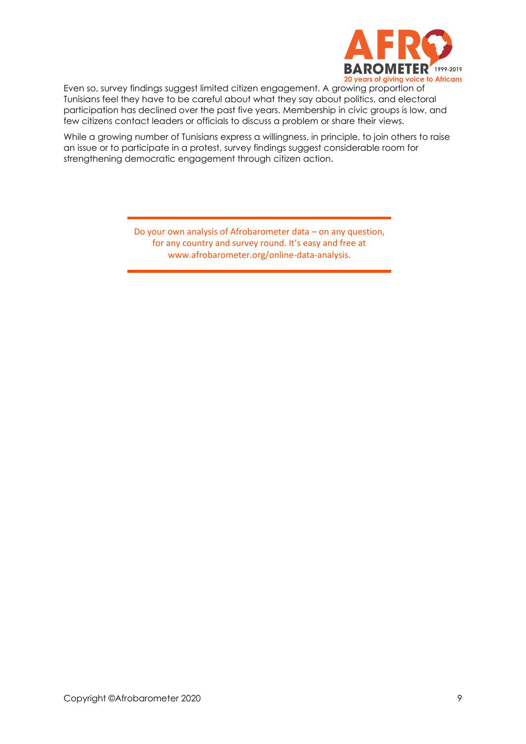Even so, survey findings suggest limited citizen engagement. A growing proportion of Tunisians feel they have to be careful about what they say about politics, and electoral participation has declined over the past five years. Membership in civic groups is low, and few citizens contact leaders or officials to discuss a problem or share their views.

While a growing number of Tunisians express a willingness, in principle, to join others to raise an issue or to participate in a protest, survey findings suggest considerable room for strengthening democratic engagement through citizen action.

---

Do your own analysis of Afrobarometer data – on any question, for any country and survey round. It's easy and free at www.afrobarometer.org/online-data-analysis.

---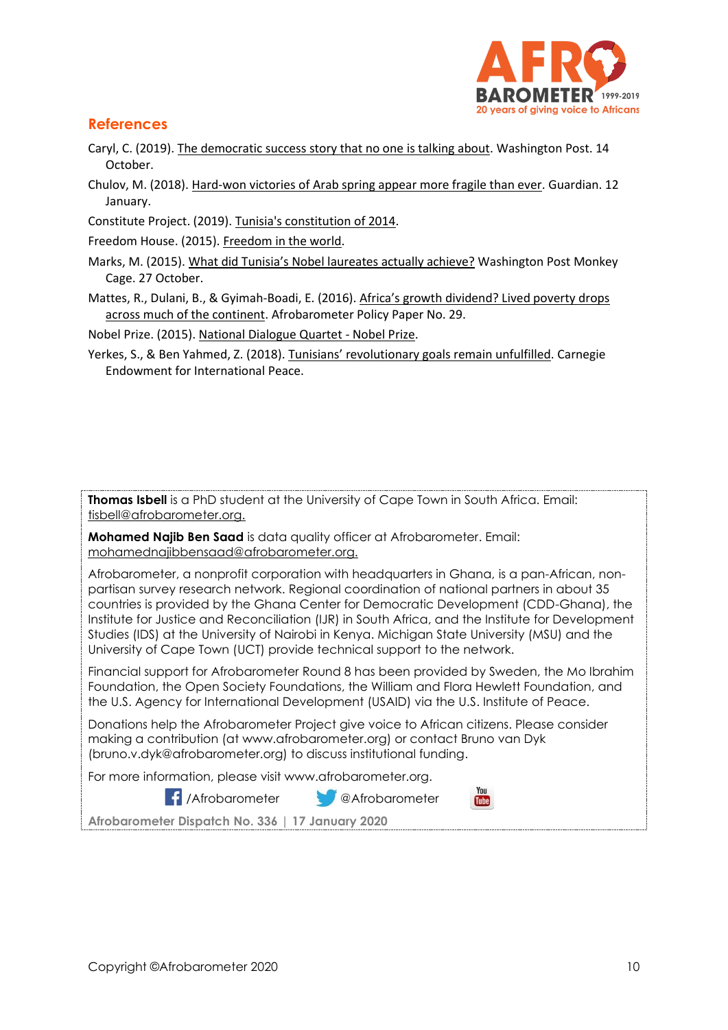## References

Caryl, C. (2019). The democratic success story that no one is talking about. Washington Post. 14 October.

Chulov, M. (2018). Hard-won victories of Arab spring appear more fragile than ever. Guardian. 12 January.

Constitute Project. (2019). Tunisia's constitution of 2014.

Freedom House. (2015). Freedom in the world.

Marks, M. (2015). What did Tunisia's Nobel laureates actually achieve? Washington Post Monkey Cage. 27 October.

Mattes, R., Dulani, B., & Gyimah-Boadi, E. (2016). Africa's growth dividend? Lived poverty drops across much of the continent. Afrobarometer Policy Paper No. 29.

Nobel Prize. (2015). National Dialogue Quartet - Nobel Prize.

Yerkes, S., & Ben Yahmed, Z. (2018). Tunisians' revolutionary goals remain unfulfilled. Carnegie Endowment for International Peace.

**Thomas Isbell** is a PhD student at the University of Cape Town in South Africa. Email: tisbell@afrobarometer.org.

**Mohamed Najib Ben Saad** is data quality officer at Afrobarometer. Email: mohamednajibbensaad@afrobarometer.org.

Afrobarometer, a nonprofit corporation with headquarters in Ghana, is a pan-African, non-partisan survey research network. Regional coordination of national partners in about 35 countries is provided by the Ghana Center for Democratic Development (CDD-Ghana), the Institute for Justice and Reconciliation (IJR) in South Africa, and the Institute for Development Studies (IDS) at the University of Nairobi in Kenya. Michigan State University (MSU) and the University of Cape Town (UCT) provide technical support to the network.

Financial support for Afrobarometer Round 8 has been provided by Sweden, the Mo Ibrahim Foundation, the Open Society Foundations, the William and Flora Hewlett Foundation, and the U.S. Agency for International Development (USAID) via the U.S. Institute of Peace.

Donations help the Afrobarometer Project give voice to African citizens. Please consider making a contribution (at www.afrobarometer.org) or contact Bruno van Dyk (bruno.v.dyk@afrobarometer.org) to discuss institutional funding.

For more information, please visit www.afrobarometer.org.

/Afrobarometer @Afrobarometer

**Afrobarometer Dispatch No. 336 | 17 January 2020**

Copyright ©Afrobarometer 2020